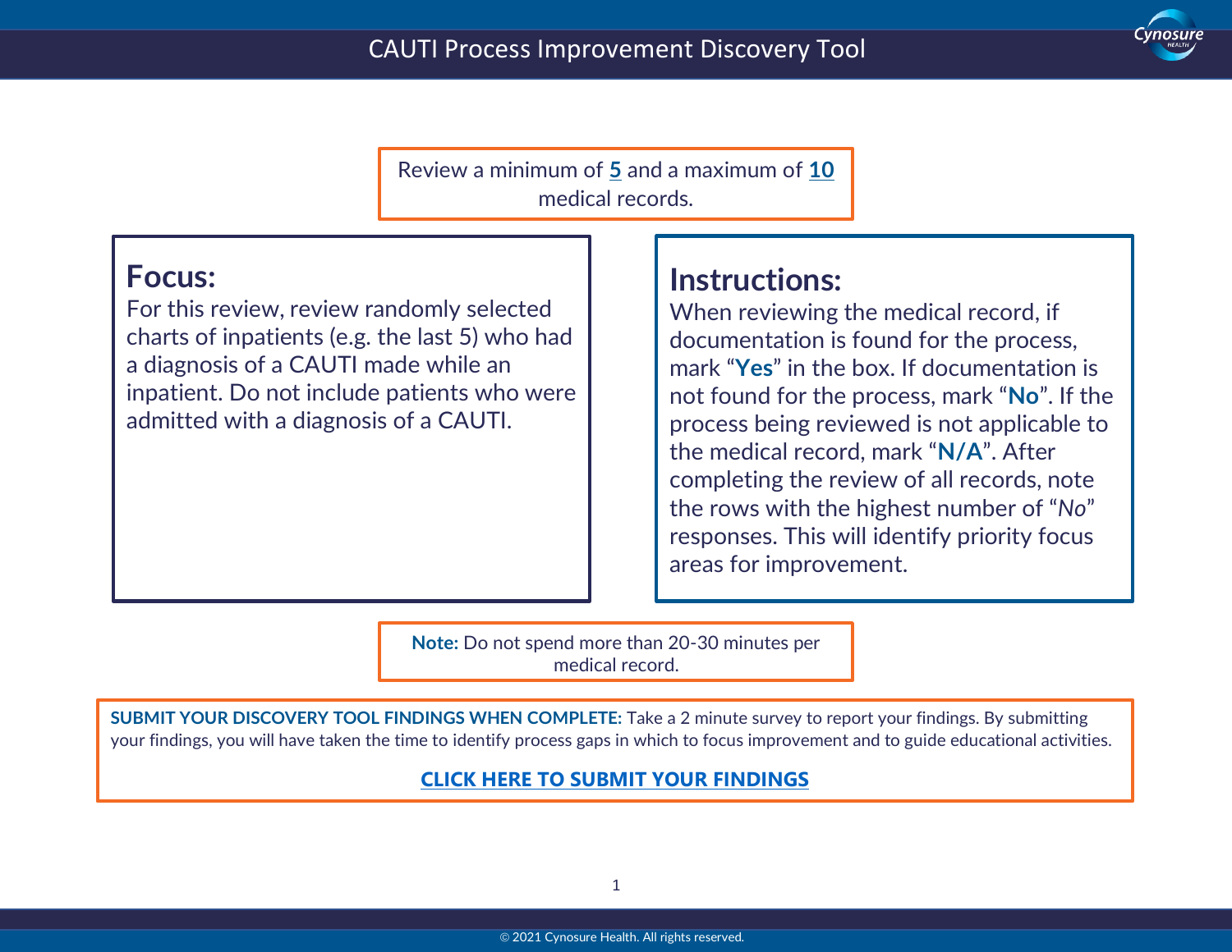# CAUTI Process Improvement Discovery Tool

Review a minimum of **5** and a maximum of **10** medical records.

## Focus:

For this review, review randomly selected charts of inpatients (e.g. the last 5) who had a diagnosis of a CAUTI made while an inpatient. Do not include patients who were admitted with a diagnosis of a CAUTI.

## Instructions:

When reviewing the medical record, if documentation is found for the process, mark "**Yes**" in the box. If documentation is not found for the process, mark "**No**". If the process being reviewed is not applicable to the medical record, mark "**N/A**". After completing the review of all records, note the rows with the highest number of "*No*" responses. This will identify priority focus areas for improvement.

**Note:** Do not spend more than 20-30 minutes per medical record.

**SUBMIT YOUR DISCOVERY TOOL FINDINGS WHEN COMPLETE:** Take a 2 minute survey to report your findings. By submitting your findings, you will have taken the time to identify process gaps in which to focus improvement and to guide educational activities.

**CLICK HERE TO SUBMIT YOUR FINDINGS**

© 2021 Cynosure Health. All rights reserved.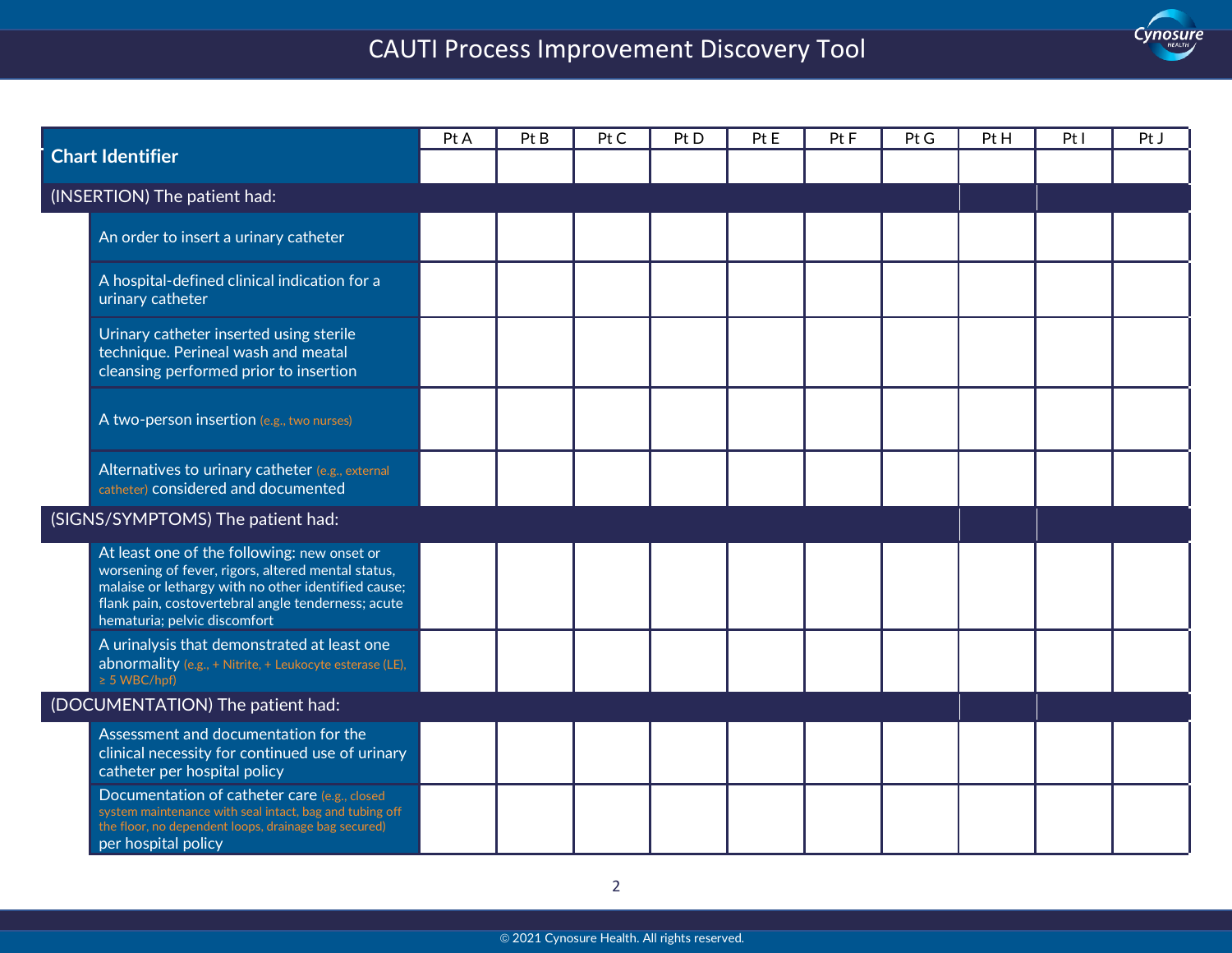# CAUTI Process Improvement Discovery Tool

| Chart Identifier | Pt A | Pt B | Pt C | Pt D | Pt E | Pt F | Pt G | Pt H | Pt I | Pt J |
|---|---|---|---|---|---|---|---|---|---|---|
| **(INSERTION) The patient had:** | | | | | | | | | | |
| An order to insert a urinary catheter | | | | | | | | | | |
| A hospital-defined clinical indication for a urinary catheter | | | | | | | | | | |
| Urinary catheter inserted using sterile technique. Perineal wash and meatal cleansing performed prior to insertion | | | | | | | | | | |
| A two-person insertion (e.g., two nurses) | | | | | | | | | | |
| Alternatives to urinary catheter (e.g., external catheter) considered and documented | | | | | | | | | | |
| **(SIGNS/SYMPTOMS) The patient had:** | | | | | | | | | | |
| At least one of the following: new onset or worsening of fever, rigors, altered mental status, malaise or lethargy with no other identified cause; flank pain, costovertebral angle tenderness; acute hematuria; pelvic discomfort | | | | | | | | | | |
| A urinalysis that demonstrated at least one abnormality (e.g., + Nitrite, + Leukocyte esterase (LE), ≥ 5 WBC/hpf) | | | | | | | | | | |
| **(DOCUMENTATION) The patient had:** | | | | | | | | | | |
| Assessment and documentation for the clinical necessity for continued use of urinary catheter per hospital policy | | | | | | | | | | |
| Documentation of catheter care (e.g., closed system maintenance with seal intact, bag and tubing off the floor, no dependent loops, drainage bag secured) per hospital policy | | | | | | | | | | |

© 2021 Cynosure Health. All rights reserved.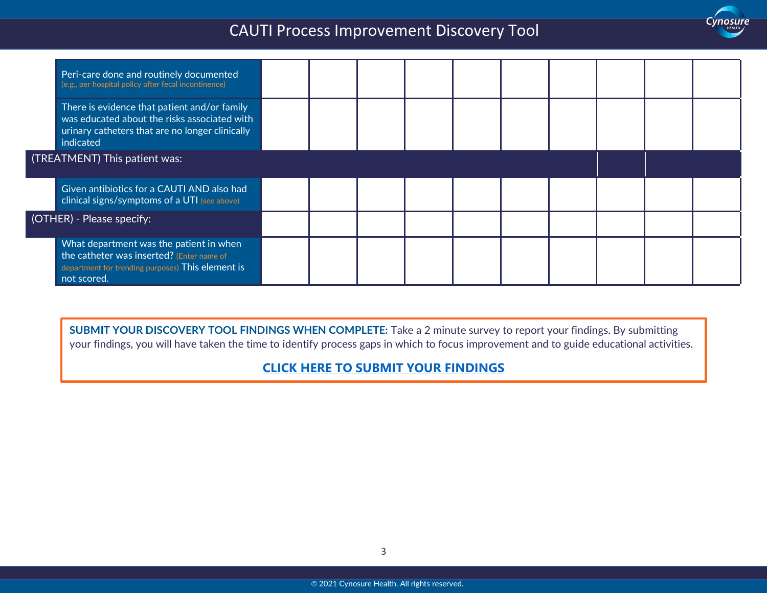| | | | | | | | | | | |
|---|---|---|---|---|---|---|---|---|---|---|
| Peri-care done and routinely documented (e.g., per hospital policy after fecal incontinence) | | | | | | | | | | |
| There is evidence that patient and/or family was educated about the risks associated with urinary catheters that are no longer clinically indicated | | | | | | | | | | |
| (TREATMENT) This patient was: | | | | | | | | | | |
| Given antibiotics for a CAUTI AND also had clinical signs/symptoms of a UTI (see above) | | | | | | | | | | |
| (OTHER) - Please specify: | | | | | | | | | | |
| What department was the patient in when the catheter was inserted? (Enter name of department for trending purposes) This element is not scored. | | | | | | | | | | |

**SUBMIT YOUR DISCOVERY TOOL FINDINGS WHEN COMPLETE:** Take a 2 minute survey to report your findings. By submitting your findings, you will have taken the time to identify process gaps in which to focus improvement and to guide educational activities.

**CLICK HERE TO SUBMIT YOUR FINDINGS**